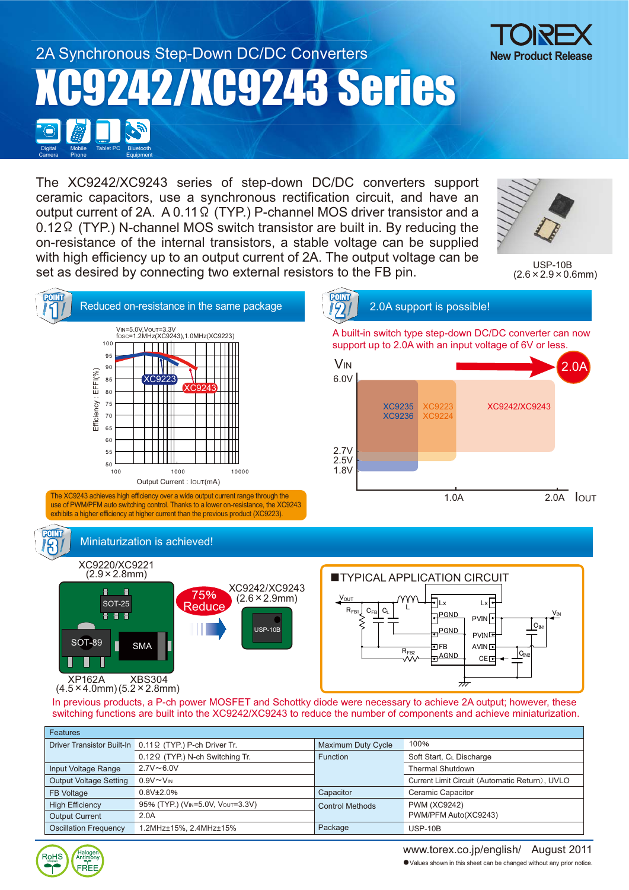2A Synchronous Step-Down DC/DC Converters

# XC9242/XC9243 Series

TOREX New Product Release

Digital Camera / Mobile Phone / Tablet PC / Bluetooth Equipment

The XC9242/XC9243 series of step-down DC/DC converters support ceramic capacitors, use a synchronous rectification circuit, and have an output current of 2A. A 0.11Ω (TYP.) P-channel MOS driver transistor and a 0.12Ω (TYP.) N-channel MOS switch transistor are built in. By reducing the on-resistance of the internal transistors, a stable voltage can be supplied with high efficiency up to an output current of 2A. The output voltage can be set as desired by connecting two external resistors to the FB pin.

USP-10B
(2.6×2.9×0.6mm)

## POINT 1 Reduced on-resistance in the same package

$V_{IN}$=5.0V, $V_{OUT}$=3.3V
$f_{OSC}$=1.2MHz(XC9243),1.0MHz(XC9223)

Efficiency : EFFI(%) / Output Current : $I_{OUT}$(mA)

XC9223 / XC9243

The XC9243 achieves high efficiency over a wide output current range through the use of PWM/PFM auto switching control. Thanks to a lower on-resistance, the XC9243 exhibits a higher efficiency at higher current than the previous product (XC9223).

## POINT 2 2.0A support is possible!

A built-in switch type step-down DC/DC converter can now support up to 2.0A with an input voltage of 6V or less.

$V_{IN}$: 6.0V, 2.7V, 2.5V, 1.8V — $I_{OUT}$: 1.0A, 2.0A

XC9235 XC9236 / XC9223 XC9224 / XC9242/XC9243 — 2.0A

## POINT 3 Miniaturization is achieved!

XC9220/XC9221 (2.9×2.8mm): SOT-25, SOT-89, SMA

XP162A (4.5×4.0mm) XBS304 (5.2×2.8mm)

75% Reduce

XC9242/XC9243 (2.6×2.9mm): USP-10B

### TYPICAL APPLICATION CIRCUIT

$V_{OUT}$, $R_{FB1}$, $C_{FB}$, $C_L$, L, Lx, PGND, PVIN, FB, AVIN, AGND, CE, $R_{FB2}$, $V_{IN}$, $C_{IN1}$, $C_{IN2}$

In previous products, a P-ch power MOSFET and Schottky diode were necessary to achieve 2A output; however, these switching functions are built into the XC9242/XC9243 to reduce the number of components and achieve miniaturization.

| Features | | | |
|---|---|---|---|
| Driver Transistor Built-In | 0.11Ω (TYP.) P-ch Driver Tr. | Maximum Duty Cycle | 100% |
| | 0.12Ω (TYP.) N-ch Switching Tr. | Function | Soft Start, $C_L$ Discharge |
| Input Voltage Range | 2.7V~6.0V | | Thermal Shutdown |
| Output Voltage Setting | 0.9V~$V_{IN}$ | | Current Limit Circuit (Automatic Return), UVLO |
| FB Voltage | 0.8V±2.0% | Capacitor | Ceramic Capacitor |
| High Efficiency | 95% (TYP.) ($V_{IN}$=5.0V, $V_{OUT}$=3.3V) | Control Methods | PWM (XC9242) |
| Output Current | 2.0A | | PWM/PFM Auto(XC9243) |
| Oscillation Frequency | 1.2MHz±15%, 2.4MHz±15% | Package | USP-10B |

RoHS Compliant / Halogen Antimony FREE

www.torex.co.jp/english/ August 2011

●Values shown in this sheet can be changed without any prior notice.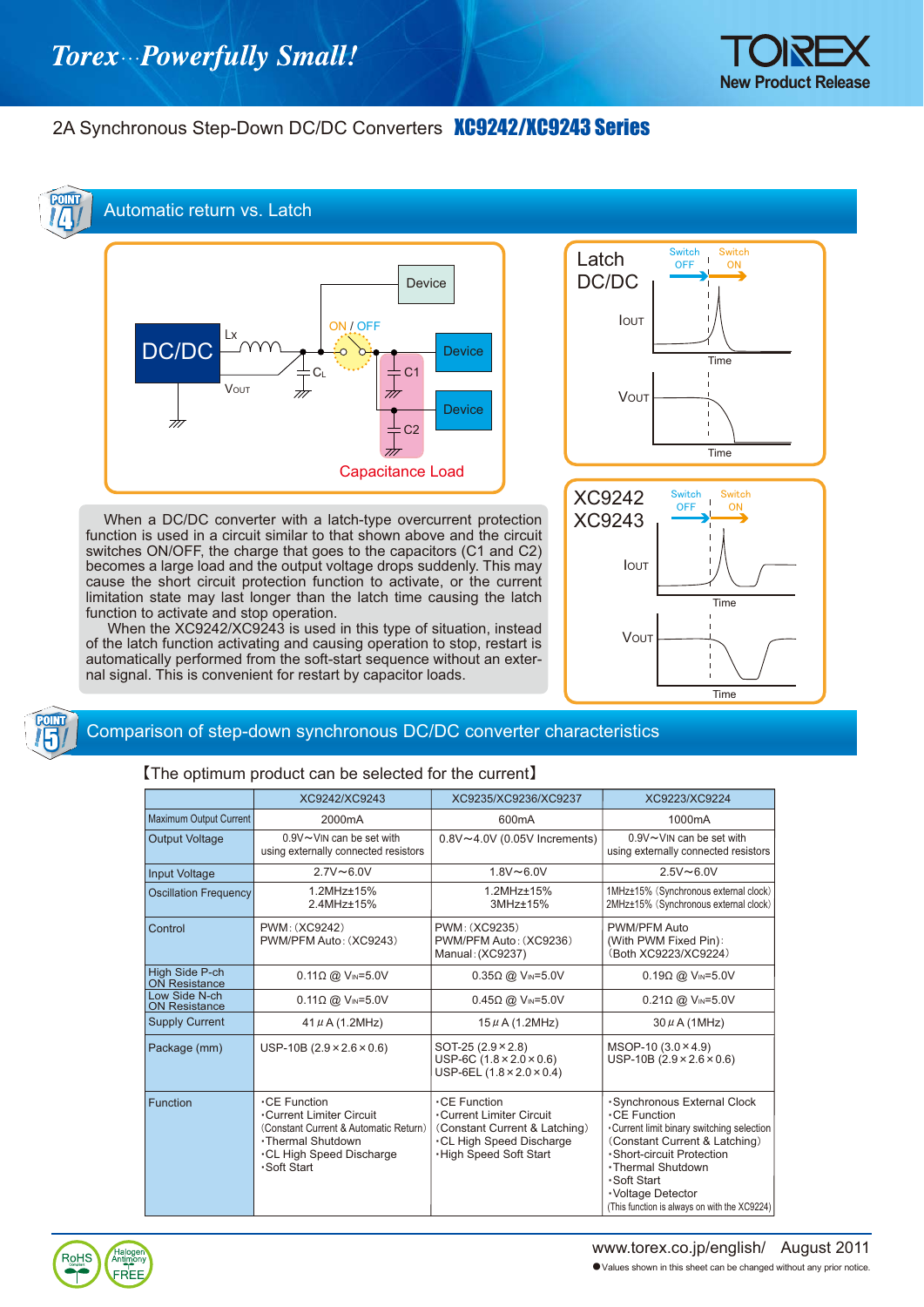# 2A Synchronous Step-Down DC/DC Converters **XC9242/XC9243 Series**

## POINT 4 Automatic return vs. Latch

DC/DC

Lx

VOUT

CL

ON / OFF

Device

Device

C1

Device

C2

Capacitance Load

Latch DC/DC

Switch OFF

Switch ON

IOUT

Time

VOUT

Time

XC9242 XC9243

Switch OFF

Switch ON

IOUT

Time

VOUT

Time

When a DC/DC converter with a latch-type overcurrent protection function is used in a circuit similar to that shown above and the circuit switches ON/OFF, the charge that goes to the capacitors (C1 and C2) becomes a large load and the output voltage drops suddenly. This may cause the short circuit protection function to activate, or the current limitation state may last longer than the latch time causing the latch function to activate and stop operation.

When the XC9242/XC9243 is used in this type of situation, instead of the latch function activating and causing operation to stop, restart is automatically performed from the soft-start sequence without an external signal. This is convenient for restart by capacitor loads.

## POINT 5 Comparison of step-down synchronous DC/DC converter characteristics

【The optimum product can be selected for the current】

| | XC9242/XC9243 | XC9235/XC9236/XC9237 | XC9223/XC9224 |
|---|---|---|---|
| Maximum Output Current | 2000mA | 600mA | 1000mA |
| Output Voltage | 0.9V～VIN can be set with using externally connected resistors | 0.8V～4.0V (0.05V Increments) | 0.9V～VIN can be set with using externally connected resistors |
| Input Voltage | 2.7V～6.0V | 1.8V～6.0V | 2.5V～6.0V |
| Oscillation Frequency | 1.2MHz±15%<br>2.4MHz±15% | 1.2MHz±15%<br>3MHz±15% | 1MHz±15% (Synchronous external clock)<br>2MHz±15% (Synchronous external clock) |
| Control | PWM: (XC9242)<br>PWM/PFM Auto: (XC9243) | PWM: (XC9235)<br>PWM/PFM Auto: (XC9236)<br>Manual: (XC9237) | PWM/PFM Auto<br>(With PWM Fixed Pin):<br>(Both XC9223/XC9224) |
| High Side P-ch ON Resistance | 0.11Ω @ VIN=5.0V | 0.35Ω @ VIN=5.0V | 0.19Ω @ VIN=5.0V |
| Low Side N-ch ON Resistance | 0.11Ω @ VIN=5.0V | 0.45Ω @ VIN=5.0V | 0.21Ω @ VIN=5.0V |
| Supply Current | 41μA (1.2MHz) | 15μA (1.2MHz) | 30μA (1MHz) |
| Package (mm) | USP-10B (2.9×2.6×0.6) | SOT-25 (2.9×2.8)<br>USP-6C (1.8×2.0×0.6)<br>USP-6EL (1.8×2.0×0.4) | MSOP-10 (3.0×4.9)<br>USP-10B (2.9×2.6×0.6) |
| Function | ・CE Function<br>・Current Limiter Circuit<br>(Constant Current & Automatic Return)<br>・Thermal Shutdown<br>・CL High Speed Discharge<br>・Soft Start | ・CE Function<br>・Current Limiter Circuit<br>(Constant Current & Latching)<br>・CL High Speed Discharge<br>・High Speed Soft Start | ・Synchronous External Clock<br>・CE Function<br>・Current limit binary switching selection<br>(Constant Current & Latching)<br>・Short-circuit Protection<br>・Thermal Shutdown<br>・Soft Start<br>・Voltage Detector<br>(This function is always on with the XC9224) |

www.torex.co.jp/english/ August 2011

●Values shown in this sheet can be changed without any prior notice.